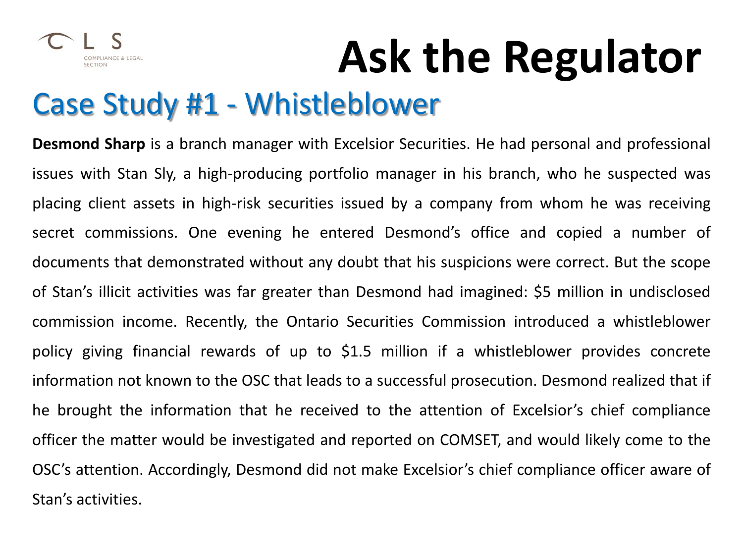# Ask the Regulator

## Case Study #1 - Whistleblower

**Desmond Sharp** is a branch manager with Excelsior Securities. He had personal and professional issues with Stan Sly, a high-producing portfolio manager in his branch, who he suspected was placing client assets in high-risk securities issued by a company from whom he was receiving secret commissions. One evening he entered Desmond's office and copied a number of documents that demonstrated without any doubt that his suspicions were correct. But the scope of Stan's illicit activities was far greater than Desmond had imagined: $5 million in undisclosed commission income. Recently, the Ontario Securities Commission introduced a whistleblower policy giving financial rewards of up to $1.5 million if a whistleblower provides concrete information not known to the OSC that leads to a successful prosecution. Desmond realized that if he brought the information that he received to the attention of Excelsior's chief compliance officer the matter would be investigated and reported on COMSET, and would likely come to the OSC's attention. Accordingly, Desmond did not make Excelsior's chief compliance officer aware of Stan's activities.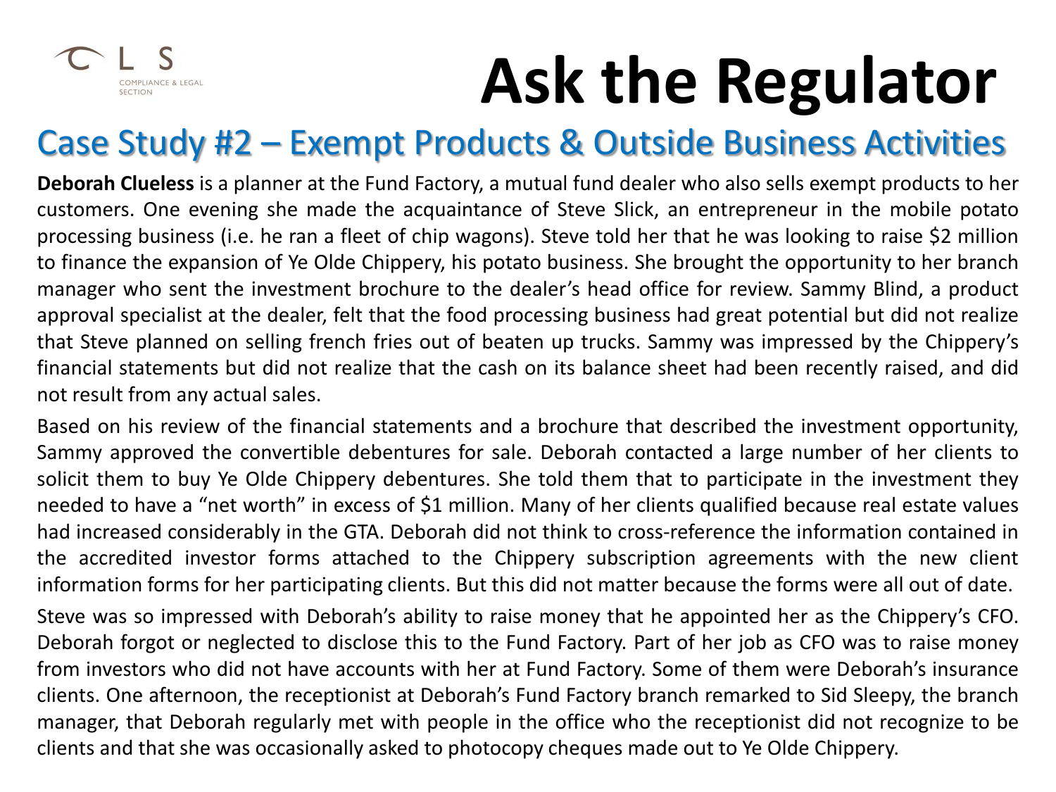# Ask the Regulator

## Case Study #2 – Exempt Products & Outside Business Activities

**Deborah Clueless** is a planner at the Fund Factory, a mutual fund dealer who also sells exempt products to her customers. One evening she made the acquaintance of Steve Slick, an entrepreneur in the mobile potato processing business (i.e. he ran a fleet of chip wagons). Steve told her that he was looking to raise $2 million to finance the expansion of Ye Olde Chippery, his potato business. She brought the opportunity to her branch manager who sent the investment brochure to the dealer's head office for review. Sammy Blind, a product approval specialist at the dealer, felt that the food processing business had great potential but did not realize that Steve planned on selling french fries out of beaten up trucks. Sammy was impressed by the Chippery's financial statements but did not realize that the cash on its balance sheet had been recently raised, and did not result from any actual sales.

Based on his review of the financial statements and a brochure that described the investment opportunity, Sammy approved the convertible debentures for sale. Deborah contacted a large number of her clients to solicit them to buy Ye Olde Chippery debentures. She told them that to participate in the investment they needed to have a "net worth" in excess of $1 million. Many of her clients qualified because real estate values had increased considerably in the GTA. Deborah did not think to cross-reference the information contained in the accredited investor forms attached to the Chippery subscription agreements with the new client information forms for her participating clients. But this did not matter because the forms were all out of date.

Steve was so impressed with Deborah's ability to raise money that he appointed her as the Chippery's CFO. Deborah forgot or neglected to disclose this to the Fund Factory. Part of her job as CFO was to raise money from investors who did not have accounts with her at Fund Factory. Some of them were Deborah's insurance clients. One afternoon, the receptionist at Deborah's Fund Factory branch remarked to Sid Sleepy, the branch manager, that Deborah regularly met with people in the office who the receptionist did not recognize to be clients and that she was occasionally asked to photocopy cheques made out to Ye Olde Chippery.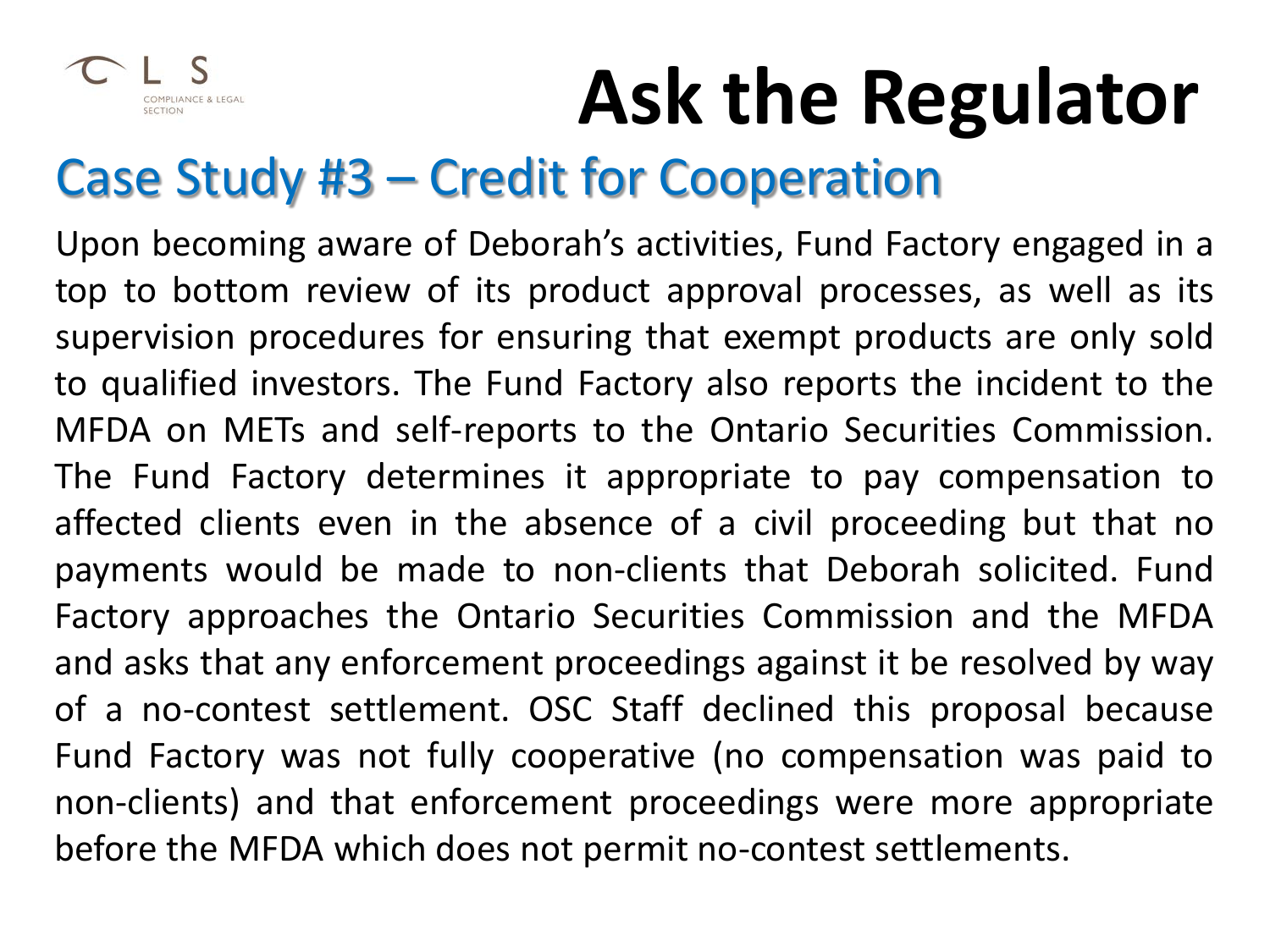# Ask the Regulator

## Case Study #3 – Credit for Cooperation

Upon becoming aware of Deborah's activities, Fund Factory engaged in a top to bottom review of its product approval processes, as well as its supervision procedures for ensuring that exempt products are only sold to qualified investors. The Fund Factory also reports the incident to the MFDA on METs and self-reports to the Ontario Securities Commission. The Fund Factory determines it appropriate to pay compensation to affected clients even in the absence of a civil proceeding but that no payments would be made to non-clients that Deborah solicited. Fund Factory approaches the Ontario Securities Commission and the MFDA and asks that any enforcement proceedings against it be resolved by way of a no-contest settlement. OSC Staff declined this proposal because Fund Factory was not fully cooperative (no compensation was paid to non-clients) and that enforcement proceedings were more appropriate before the MFDA which does not permit no-contest settlements.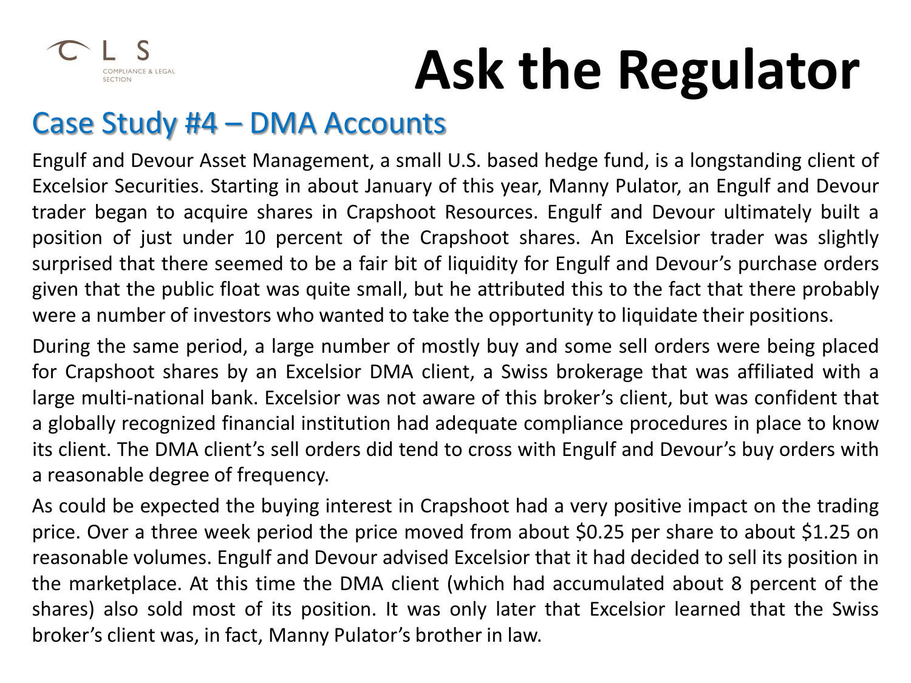# Ask the Regulator

## Case Study #4 – DMA Accounts

Engulf and Devour Asset Management, a small U.S. based hedge fund, is a longstanding client of Excelsior Securities. Starting in about January of this year, Manny Pulator, an Engulf and Devour trader began to acquire shares in Crapshoot Resources. Engulf and Devour ultimately built a position of just under 10 percent of the Crapshoot shares. An Excelsior trader was slightly surprised that there seemed to be a fair bit of liquidity for Engulf and Devour's purchase orders given that the public float was quite small, but he attributed this to the fact that there probably were a number of investors who wanted to take the opportunity to liquidate their positions.

During the same period, a large number of mostly buy and some sell orders were being placed for Crapshoot shares by an Excelsior DMA client, a Swiss brokerage that was affiliated with a large multi-national bank. Excelsior was not aware of this broker's client, but was confident that a globally recognized financial institution had adequate compliance procedures in place to know its client. The DMA client's sell orders did tend to cross with Engulf and Devour's buy orders with a reasonable degree of frequency.

As could be expected the buying interest in Crapshoot had a very positive impact on the trading price. Over a three week period the price moved from about $0.25 per share to about $1.25 on reasonable volumes. Engulf and Devour advised Excelsior that it had decided to sell its position in the marketplace. At this time the DMA client (which had accumulated about 8 percent of the shares) also sold most of its position. It was only later that Excelsior learned that the Swiss broker's client was, in fact, Manny Pulator's brother in law.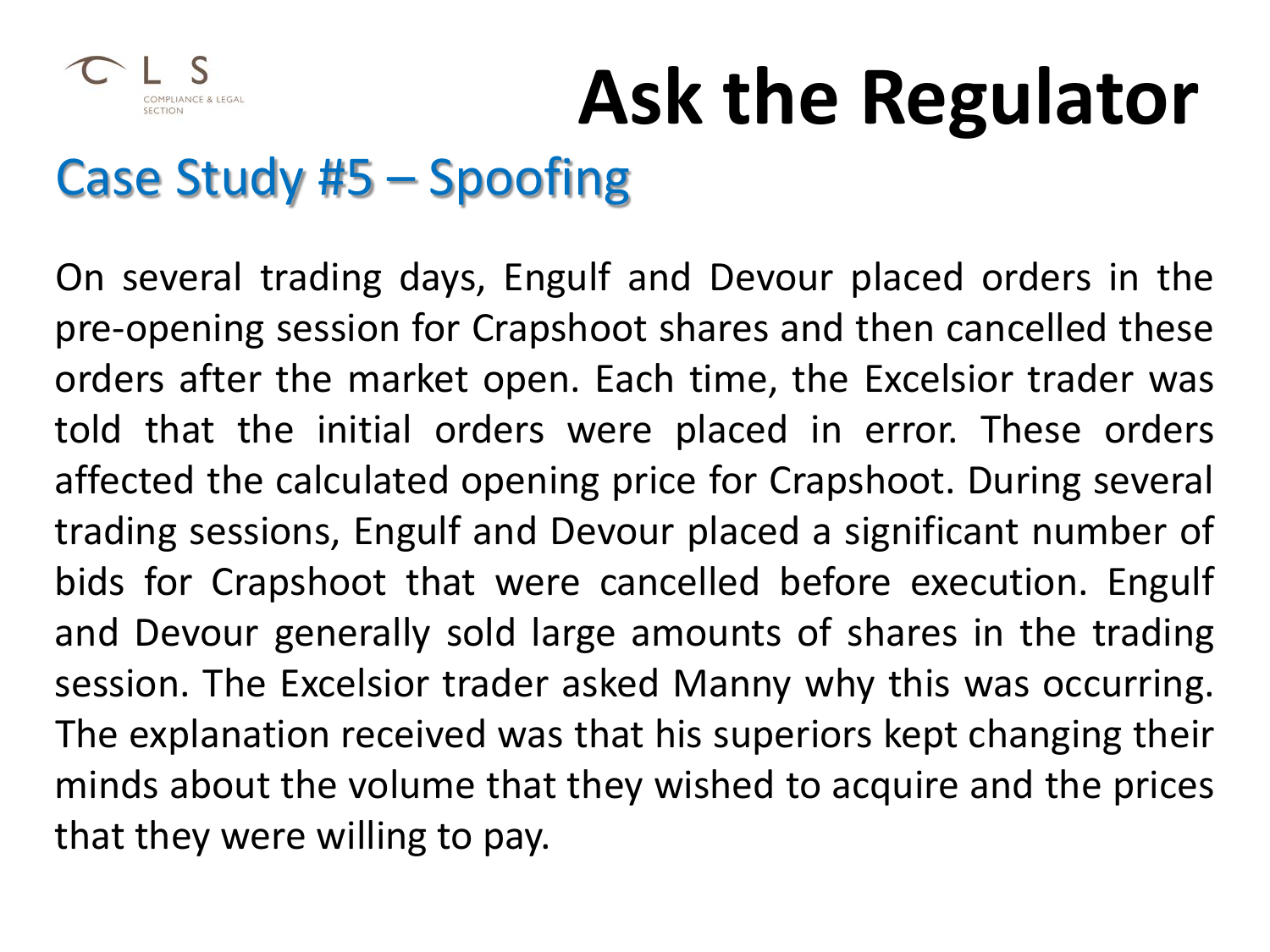CLS
COMPLIANCE & LEGAL SECTION

# Ask the Regulator

## Case Study #5 – Spoofing

On several trading days, Engulf and Devour placed orders in the pre-opening session for Crapshoot shares and then cancelled these orders after the market open. Each time, the Excelsior trader was told that the initial orders were placed in error. These orders affected the calculated opening price for Crapshoot. During several trading sessions, Engulf and Devour placed a significant number of bids for Crapshoot that were cancelled before execution. Engulf and Devour generally sold large amounts of shares in the trading session. The Excelsior trader asked Manny why this was occurring. The explanation received was that his superiors kept changing their minds about the volume that they wished to acquire and the prices that they were willing to pay.